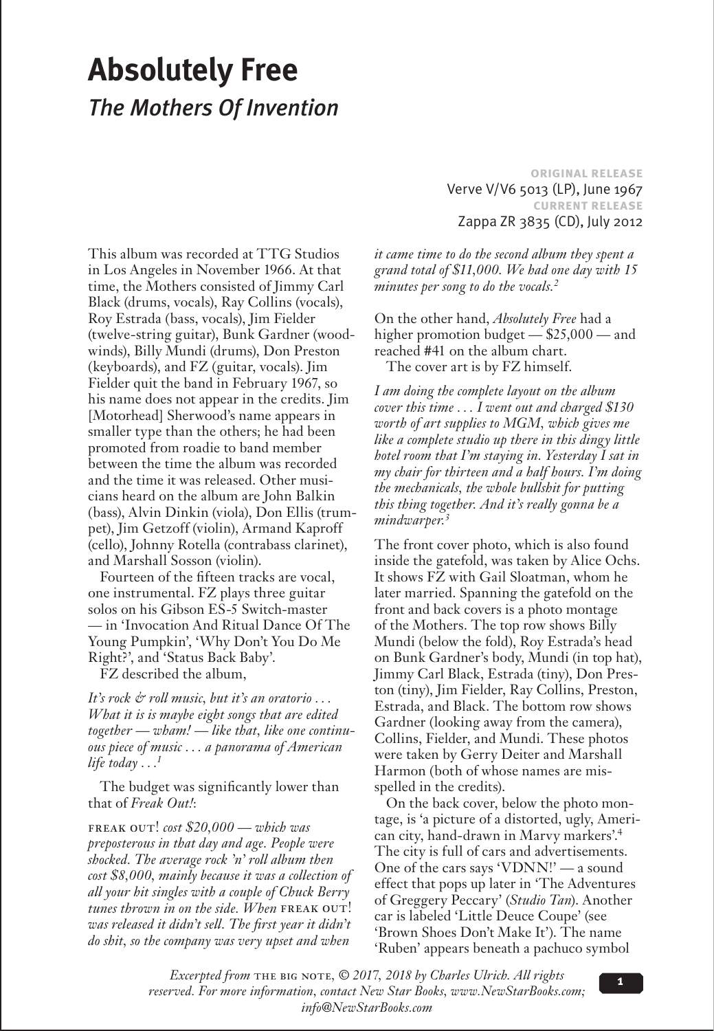# Absolutely Free

## *The Mothers Of Invention*

**ORIGINAL RELEASE**
Verve V/V6 5013 (LP), June 1967
**CURRENT RELEASE**
Zappa ZR 3835 (CD), July 2012

This album was recorded at TTG Studios in Los Angeles in November 1966. At that time, the Mothers consisted of Jimmy Carl Black (drums, vocals), Ray Collins (vocals), Roy Estrada (bass, vocals), Jim Fielder (twelve-string guitar), Bunk Gardner (woodwinds), Billy Mundi (drums), Don Preston (keyboards), and FZ (guitar, vocals). Jim Fielder quit the band in February 1967, so his name does not appear in the credits. Jim [Motorhead] Sherwood's name appears in smaller type than the others; he had been promoted from roadie to band member between the time the album was recorded and the time it was released. Other musicians heard on the album are John Balkin (bass), Alvin Dinkin (viola), Don Ellis (trumpet), Jim Getzoff (violin), Armand Kaproff (cello), Johnny Rotella (contrabass clarinet), and Marshall Sosson (violin).

Fourteen of the fifteen tracks are vocal, one instrumental. FZ plays three guitar solos on his Gibson ES-5 Switch-master — in 'Invocation And Ritual Dance Of The Young Pumpkin', 'Why Don't You Do Me Right?', and 'Status Back Baby'.

FZ described the album,

*It's rock & roll music, but it's an oratorio . . . What it is is maybe eight songs that are edited together — wham! — like that, like one continuous piece of music . . . a panorama of American life today . . .*[1]

The budget was significantly lower than that of *Freak Out!*:

FREAK OUT! *cost $20,000 — which was preposterous in that day and age. People were shocked. The average rock 'n' roll album then cost $8,000, mainly because it was a collection of all your hit singles with a couple of Chuck Berry tunes thrown in on the side. When* FREAK OUT! *was released it didn't sell. The first year it didn't do shit, so the company was very upset and when it came time to do the second album they spent a grand total of $11,000. We had one day with 15 minutes per song to do the vocals.*[2]

On the other hand, *Absolutely Free* had a higher promotion budget — $25,000 — and reached #41 on the album chart.

The cover art is by FZ himself.

*I am doing the complete layout on the album cover this time . . . I went out and charged $130 worth of art supplies to MGM, which gives me like a complete studio up there in this dingy little hotel room that I'm staying in. Yesterday I sat in my chair for thirteen and a half hours. I'm doing the mechanicals, the whole bullshit for putting this thing together. And it's really gonna be a mindwarper.*[3]

The front cover photo, which is also found inside the gatefold, was taken by Alice Ochs. It shows FZ with Gail Sloatman, whom he later married. Spanning the gatefold on the front and back covers is a photo montage of the Mothers. The top row shows Billy Mundi (below the fold), Roy Estrada's head on Bunk Gardner's body, Mundi (in top hat), Jimmy Carl Black, Estrada (tiny), Don Preston (tiny), Jim Fielder, Ray Collins, Preston, Estrada, and Black. The bottom row shows Gardner (looking away from the camera), Collins, Fielder, and Mundi. These photos were taken by Gerry Deiter and Marshall Harmon (both of whose names are misspelled in the credits).

On the back cover, below the photo montage, is 'a picture of a distorted, ugly, American city, hand-drawn in Marvy markers'.[4] The city is full of cars and advertisements. One of the cars says 'VDNN!' — a sound effect that pops up later in 'The Adventures of Greggery Peccary' (*Studio Tan*). Another car is labeled 'Little Deuce Coupe' (see 'Brown Shoes Don't Make It'). The name 'Ruben' appears beneath a pachuco symbol

*Excerpted from* THE BIG NOTE, *© 2017, 2018 by Charles Ulrich. All rights reserved. For more information, contact New Star Books, www.NewStarBooks.com; info@NewStarBooks.com*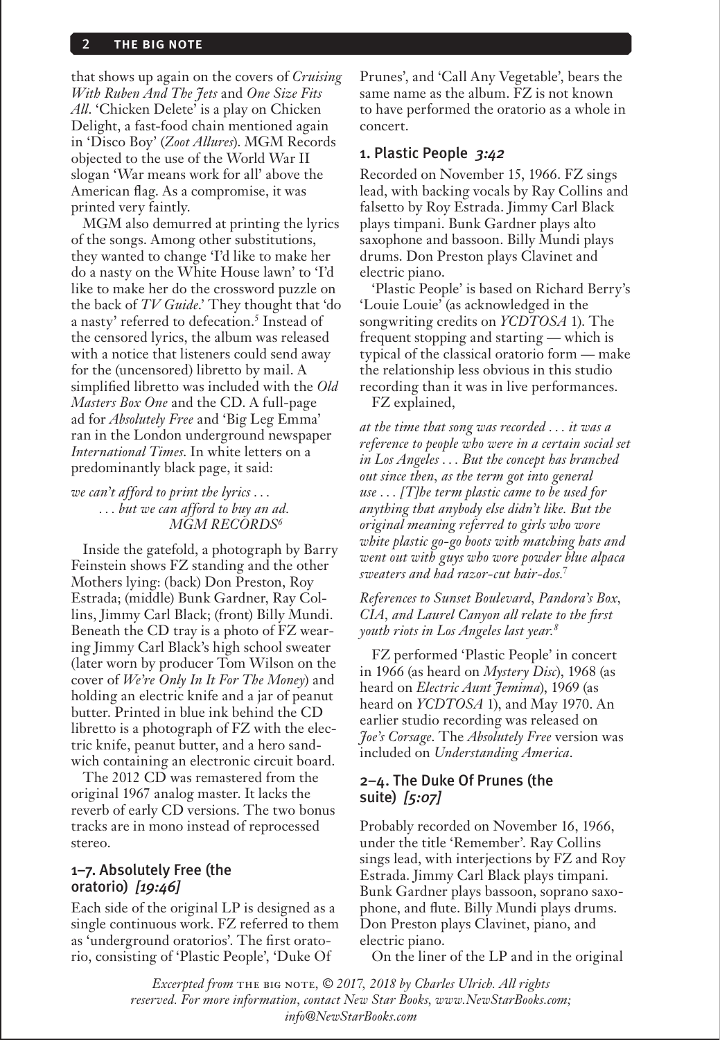that shows up again on the covers of *Cruising With Ruben And The Jets* and *One Size Fits All*. 'Chicken Delete' is a play on Chicken Delight, a fast-food chain mentioned again in 'Disco Boy' (*Zoot Allures*). MGM Records objected to the use of the World War II slogan 'War means work for all' above the American flag. As a compromise, it was printed very faintly.

MGM also demurred at printing the lyrics of the songs. Among other substitutions, they wanted to change 'I'd like to make her do a nasty on the White House lawn' to 'I'd like to make her do the crossword puzzle on the back of *TV Guide*.' They thought that 'do a nasty' referred to defecation.[5] Instead of the censored lyrics, the album was released with a notice that listeners could send away for the (uncensored) libretto by mail. A simplified libretto was included with the *Old Masters Box One* and the CD. A full-page ad for *Absolutely Free* and 'Big Leg Emma' ran in the London underground newspaper *International Times*. In white letters on a predominantly black page, it said:

*we can't afford to print the lyrics . . .*
*. . . but we can afford to buy an ad.*
*MGM RECORDS*[6]

Inside the gatefold, a photograph by Barry Feinstein shows FZ standing and the other Mothers lying: (back) Don Preston, Roy Estrada; (middle) Bunk Gardner, Ray Collins, Jimmy Carl Black; (front) Billy Mundi. Beneath the CD tray is a photo of FZ wearing Jimmy Carl Black's high school sweater (later worn by producer Tom Wilson on the cover of *We're Only In It For The Money*) and holding an electric knife and a jar of peanut butter. Printed in blue ink behind the CD libretto is a photograph of FZ with the electric knife, peanut butter, and a hero sandwich containing an electronic circuit board.

The 2012 CD was remastered from the original 1967 analog master. It lacks the reverb of early CD versions. The two bonus tracks are in mono instead of reprocessed stereo.

### 1–7. Absolutely Free (the oratorio) *[19:46]*

Each side of the original LP is designed as a single continuous work. FZ referred to them as 'underground oratorios'. The first oratorio, consisting of 'Plastic People', 'Duke Of Prunes', and 'Call Any Vegetable', bears the same name as the album. FZ is not known to have performed the oratorio as a whole in concert.

### 1. Plastic People *3:42*

Recorded on November 15, 1966. FZ sings lead, with backing vocals by Ray Collins and falsetto by Roy Estrada. Jimmy Carl Black plays timpani. Bunk Gardner plays alto saxophone and bassoon. Billy Mundi plays drums. Don Preston plays Clavinet and electric piano.

'Plastic People' is based on Richard Berry's 'Louie Louie' (as acknowledged in the songwriting credits on *YCDTOSA* 1). The frequent stopping and starting — which is typical of the classical oratorio form — make the relationship less obvious in this studio recording than it was in live performances.

FZ explained,

*at the time that song was recorded . . . it was a reference to people who were in a certain social set in Los Angeles . . . But the concept has branched out since then, as the term got into general use . . . [T]he term plastic came to be used for anything that anybody else didn't like. But the original meaning referred to girls who wore white plastic go-go boots with matching hats and went out with guys who wore powder blue alpaca sweaters and had razor-cut hair-dos.*[7]

*References to Sunset Boulevard, Pandora's Box, CIA, and Laurel Canyon all relate to the first youth riots in Los Angeles last year.*[8]

FZ performed 'Plastic People' in concert in 1966 (as heard on *Mystery Disc*), 1968 (as heard on *Electric Aunt Jemima*), 1969 (as heard on *YCDTOSA* 1), and May 1970. An earlier studio recording was released on *Joe's Corsage*. The *Absolutely Free* version was included on *Understanding America*.

### 2–4. The Duke Of Prunes (the suite) *[5:07]*

Probably recorded on November 16, 1966, under the title 'Remember'. Ray Collins sings lead, with interjections by FZ and Roy Estrada. Jimmy Carl Black plays timpani. Bunk Gardner plays bassoon, soprano saxophone, and flute. Billy Mundi plays drums. Don Preston plays Clavinet, piano, and electric piano.

On the liner of the LP and in the original

*Excerpted from* THE BIG NOTE, *© 2017, 2018 by Charles Ulrich. All rights reserved. For more information, contact New Star Books, www.NewStarBooks.com; info@NewStarBooks.com*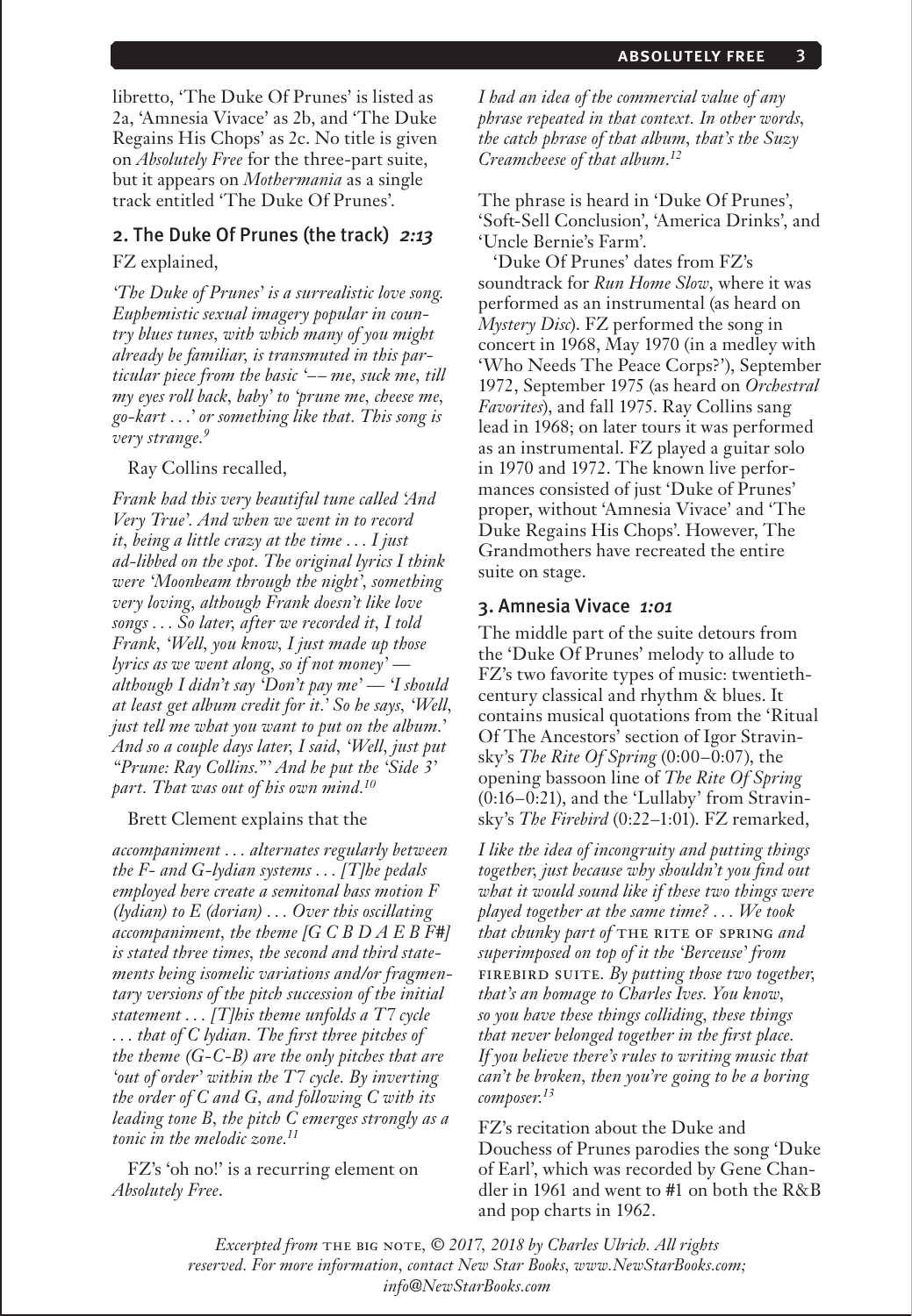libretto, 'The Duke Of Prunes' is listed as 2a, 'Amnesia Vivace' as 2b, and 'The Duke Regains His Chops' as 2c. No title is given on *Absolutely Free* for the three-part suite, but it appears on *Mothermania* as a single track entitled 'The Duke Of Prunes'.

## 2. The Duke Of Prunes (the track) *2:13*

FZ explained,

*'The Duke of Prunes' is a surrealistic love song. Euphemistic sexual imagery popular in country blues tunes, with which many of you might already be familiar, is transmuted in this particular piece from the basic '–– me, suck me, till my eyes roll back, baby' to 'prune me, cheese me, go-kart . . .' or something like that. This song is very strange.*[9]

Ray Collins recalled,

*Frank had this very beautiful tune called 'And Very True'. And when we went in to record it, being a little crazy at the time . . . I just ad-libbed on the spot. The original lyrics I think were 'Moonbeam through the night', something very loving, although Frank doesn't like love songs . . . So later, after we recorded it, I told Frank, 'Well, you know, I just made up those lyrics as we went along, so if not money' — although I didn't say 'Don't pay me' — 'I should at least get album credit for it.' So he says, 'Well, just tell me what you want to put on the album.' And so a couple days later, I said, 'Well, just put "Prune: Ray Collins."' And he put the 'Side 3' part. That was out of his own mind.*[10]

Brett Clement explains that the

*accompaniment . . . alternates regularly between the F- and G-lydian systems . . . [T]he pedals employed here create a semitonal bass motion F (lydian) to E (dorian) . . . Over this oscillating accompaniment, the theme [G C B D A E B F#] is stated three times, the second and third statements being isomelic variations and/or fragmentary versions of the pitch succession of the initial statement . . . [T]his theme unfolds a T7 cycle . . . that of C lydian. The first three pitches of the theme (G-C-B) are the only pitches that are 'out of order' within the T7 cycle. By inverting the order of C and G, and following C with its leading tone B, the pitch C emerges strongly as a tonic in the melodic zone.*[11]

FZ's 'oh no!' is a recurring element on *Absolutely Free*.

*I had an idea of the commercial value of any phrase repeated in that context. In other words, the catch phrase of that album, that's the Suzy Creamcheese of that album.*[12]

The phrase is heard in 'Duke Of Prunes', 'Soft-Sell Conclusion', 'America Drinks', and 'Uncle Bernie's Farm'.

'Duke Of Prunes' dates from FZ's soundtrack for *Run Home Slow*, where it was performed as an instrumental (as heard on *Mystery Disc*). FZ performed the song in concert in 1968, May 1970 (in a medley with 'Who Needs The Peace Corps?'), September 1972, September 1975 (as heard on *Orchestral Favorites*), and fall 1975. Ray Collins sang lead in 1968; on later tours it was performed as an instrumental. FZ played a guitar solo in 1970 and 1972. The known live performances consisted of just 'Duke of Prunes' proper, without 'Amnesia Vivace' and 'The Duke Regains His Chops'. However, The Grandmothers have recreated the entire suite on stage.

## 3. Amnesia Vivace *1:01*

The middle part of the suite detours from the 'Duke Of Prunes' melody to allude to FZ's two favorite types of music: twentieth-century classical and rhythm & blues. It contains musical quotations from the 'Ritual Of The Ancestors' section of Igor Stravinsky's *The Rite Of Spring* (0:00–0:07), the opening bassoon line of *The Rite Of Spring* (0:16–0:21), and the 'Lullaby' from Stravinsky's *The Firebird* (0:22–1:01). FZ remarked,

*I like the idea of incongruity and putting things together, just because why shouldn't you find out what it would sound like if these two things were played together at the same time? . . . We took that chunky part of* THE RITE OF SPRING *and superimposed on top of it the 'Berceuse' from* FIREBIRD SUITE. *By putting those two together, that's an homage to Charles Ives. You know, so you have these things colliding, these things that never belonged together in the first place. If you believe there's rules to writing music that can't be broken, then you're going to be a boring composer.*[13]

FZ's recitation about the Duke and Douchess of Prunes parodies the song 'Duke of Earl', which was recorded by Gene Chandler in 1961 and went to #1 on both the R&B and pop charts in 1962.

*Excerpted from* THE BIG NOTE, *© 2017, 2018 by Charles Ulrich. All rights reserved. For more information, contact New Star Books, www.NewStarBooks.com; info@NewStarBooks.com*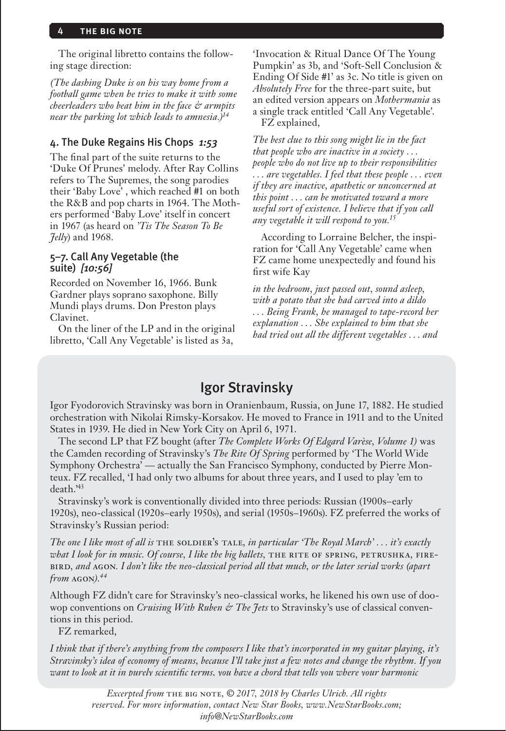The original libretto contains the following stage direction:

*(The dashing Duke is on his way home from a football game when he tries to make it with some cheerleaders who beat him in the face & armpits near the parking lot which leads to amnesia.)*[14]

### 4. The Duke Regains His Chops *1:53*

The final part of the suite returns to the 'Duke Of Prunes' melody. After Ray Collins refers to The Supremes, the song parodies their 'Baby Love', which reached #1 on both the R&B and pop charts in 1964. The Mothers performed 'Baby Love' itself in concert in 1967 (as heard on *'Tis The Season To Be Jelly*) and 1968.

### 5–7. Call Any Vegetable (the suite) *[10:56]*

Recorded on November 16, 1966. Bunk Gardner plays soprano saxophone. Billy Mundi plays drums. Don Preston plays Clavinet.

On the liner of the LP and in the original libretto, 'Call Any Vegetable' is listed as 3a, 'Invocation & Ritual Dance Of The Young Pumpkin' as 3b, and 'Soft-Sell Conclusion & Ending Of Side #1' as 3c. No title is given on *Absolutely Free* for the three-part suite, but an edited version appears on *Mothermania* as a single track entitled 'Call Any Vegetable'.

FZ explained,

*The best clue to this song might lie in the fact that people who are inactive in a society . . . people who do not live up to their responsibilities . . . are vegetables. I feel that these people . . . even if they are inactive, apathetic or unconcerned at this point . . . can be motivated toward a more useful sort of existence. I believe that if you call any vegetable it will respond to you.*[15]

According to Lorraine Belcher, the inspiration for 'Call Any Vegetable' came when FZ came home unexpectedly and found his first wife Kay

*in the bedroom, just passed out, sound asleep, with a potato that she had carved into a dildo . . . Being Frank, he managed to tape-record her explanation . . . She explained to him that she had tried out all the different vegetables . . . and*

## Igor Stravinsky

Igor Fyodorovich Stravinsky was born in Oranienbaum, Russia, on June 17, 1882. He studied orchestration with Nikolai Rimsky-Korsakov. He moved to France in 1911 and to the United States in 1939. He died in New York City on April 6, 1971.

The second LP that FZ bought (after *The Complete Works Of Edgard Varèse, Volume 1)* was the Camden recording of Stravinsky's *The Rite Of Spring* performed by 'The World Wide Symphony Orchestra' — actually the San Francisco Symphony, conducted by Pierre Monteux. FZ recalled, 'I had only two albums for about three years, and I used to play 'em to death.'[43]

Stravinsky's work is conventionally divided into three periods: Russian (1900s–early 1920s), neo-classical (1920s–early 1950s), and serial (1950s–1960s). FZ preferred the works of Stravinsky's Russian period:

*The one I like most of all is* THE SOLDIER'S TALE, *in particular 'The Royal March' . . . it's exactly what I look for in music. Of course, I like the big ballets,* THE RITE OF SPRING, PETRUSHKA, FIREBIRD, *and* AGON. *I don't like the neo-classical period all that much, or the later serial works (apart from* AGON*).*[44]

Although FZ didn't care for Stravinsky's neo-classical works, he likened his own use of doo-wop conventions on *Cruising With Ruben & The Jets* to Stravinsky's use of classical conventions in this period.

FZ remarked,

*I think that if there's anything from the composers I like that's incorporated in my guitar playing, it's Stravinsky's idea of economy of means, because I'll take just a few notes and change the rhythm. If you want to look at it in purely scientific terms, you have a chord that tells you where your harmonic*

*Excerpted from* THE BIG NOTE, *© 2017, 2018 by Charles Ulrich. All rights reserved. For more information, contact New Star Books, www.NewStarBooks.com; info@NewStarBooks.com*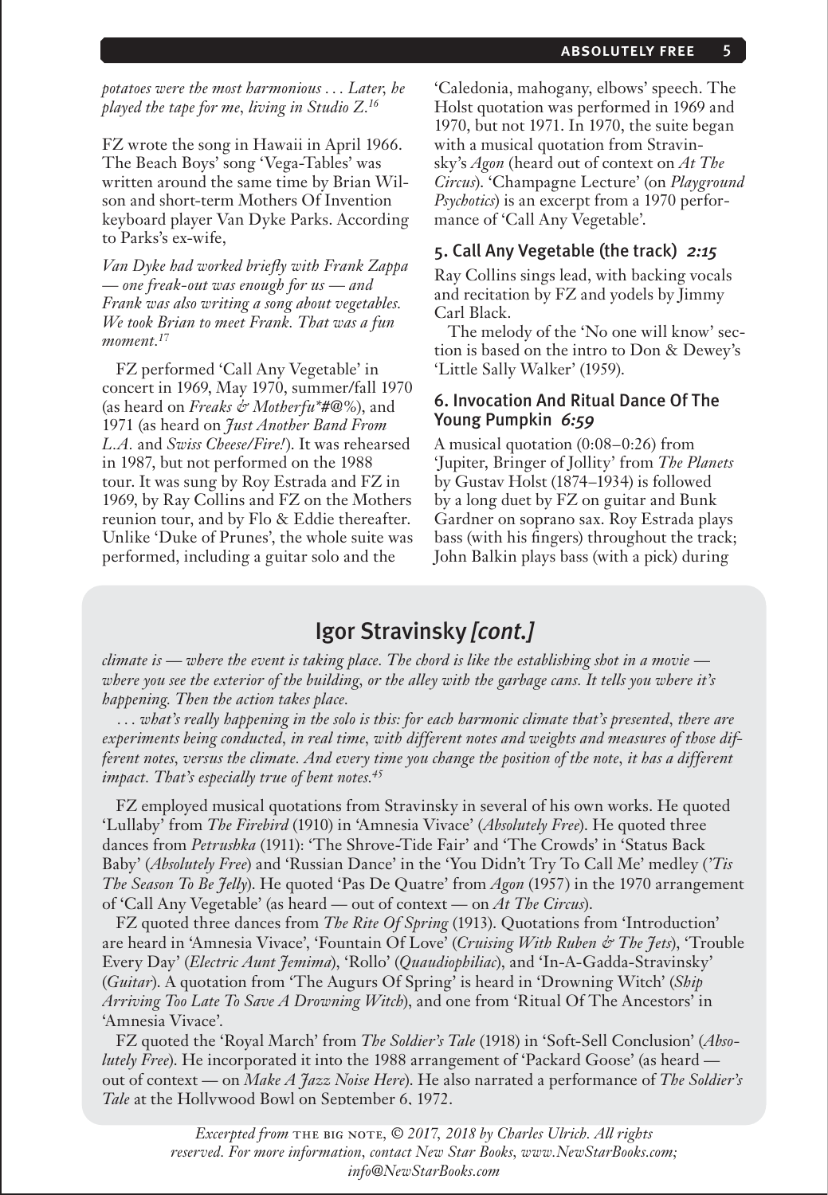*potatoes were the most harmonious . . . Later, he played the tape for me, living in Studio Z.*[16]

FZ wrote the song in Hawaii in April 1966. The Beach Boys' song 'Vega-Tables' was written around the same time by Brian Wilson and short-term Mothers Of Invention keyboard player Van Dyke Parks. According to Parks's ex-wife,

*Van Dyke had worked briefly with Frank Zappa — one freak-out was enough for us — and Frank was also writing a song about vegetables. We took Brian to meet Frank. That was a fun moment.*[17]

FZ performed 'Call Any Vegetable' in concert in 1969, May 1970, summer/fall 1970 (as heard on *Freaks & Motherfu*#@%*), and 1971 (as heard on *Just Another Band From L.A.* and *Swiss Cheese/Fire!*). It was rehearsed in 1987, but not performed on the 1988 tour. It was sung by Roy Estrada and FZ in 1969, by Ray Collins and FZ on the Mothers reunion tour, and by Flo & Eddie thereafter. Unlike 'Duke of Prunes', the whole suite was performed, including a guitar solo and the 'Caledonia, mahogany, elbows' speech. The Holst quotation was performed in 1969 and 1970, but not 1971. In 1970, the suite began with a musical quotation from Stravinsky's *Agon* (heard out of context on *At The Circus*). 'Champagne Lecture' (on *Playground Psychotics*) is an excerpt from a 1970 performance of 'Call Any Vegetable'.

### 5. Call Any Vegetable (the track) *2:15*

Ray Collins sings lead, with backing vocals and recitation by FZ and yodels by Jimmy Carl Black.

The melody of the 'No one will know' section is based on the intro to Don & Dewey's 'Little Sally Walker' (1959).

### 6. Invocation And Ritual Dance Of The Young Pumpkin *6:59*

A musical quotation (0:08–0:26) from 'Jupiter, Bringer of Jollity' from *The Planets* by Gustav Holst (1874–1934) is followed by a long duet by FZ on guitar and Bunk Gardner on soprano sax. Roy Estrada plays bass (with his fingers) throughout the track; John Balkin plays bass (with a pick) during

## Igor Stravinsky *[cont.]*

*climate is — where the event is taking place. The chord is like the establishing shot in a movie — where you see the exterior of the building, or the alley with the garbage cans. It tells you where it's happening. Then the action takes place.*

*. . . what's really happening in the solo is this: for each harmonic climate that's presented, there are experiments being conducted, in real time, with different notes and weights and measures of those different notes, versus the climate. And every time you change the position of the note, it has a different impact. That's especially true of bent notes.*[45]

FZ employed musical quotations from Stravinsky in several of his own works. He quoted 'Lullaby' from *The Firebird* (1910) in 'Amnesia Vivace' (*Absolutely Free*). He quoted three dances from *Petrushka* (1911): 'The Shrove-Tide Fair' and 'The Crowds' in 'Status Back Baby' (*Absolutely Free*) and 'Russian Dance' in the 'You Didn't Try To Call Me' medley (*'Tis The Season To Be Jelly*). He quoted 'Pas De Quatre' from *Agon* (1957) in the 1970 arrangement of 'Call Any Vegetable' (as heard — out of context — on *At The Circus*).

FZ quoted three dances from *The Rite Of Spring* (1913). Quotations from 'Introduction' are heard in 'Amnesia Vivace', 'Fountain Of Love' (*Cruising With Ruben & The Jets*), 'Trouble Every Day' (*Electric Aunt Jemima*), 'Rollo' (*Quaudiophiliac*), and 'In-A-Gadda-Stravinsky' (*Guitar*). A quotation from 'The Augurs Of Spring' is heard in 'Drowning Witch' (*Ship Arriving Too Late To Save A Drowning Witch*), and one from 'Ritual Of The Ancestors' in 'Amnesia Vivace'.

FZ quoted the 'Royal March' from *The Soldier's Tale* (1918) in 'Soft-Sell Conclusion' (*Absolutely Free*). He incorporated it into the 1988 arrangement of 'Packard Goose' (as heard — out of context — on *Make A Jazz Noise Here*). He also narrated a performance of *The Soldier's Tale* at the Hollywood Bowl on September 6, 1972.

*Excerpted from* THE BIG NOTE, *© 2017, 2018 by Charles Ulrich. All rights reserved. For more information, contact New Star Books, www.NewStarBooks.com; info@NewStarBooks.com*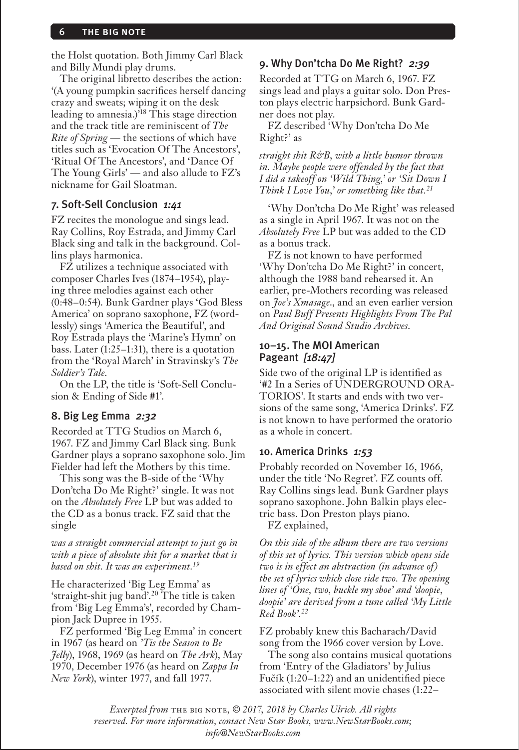the Holst quotation. Both Jimmy Carl Black and Billy Mundi play drums.

The original libretto describes the action: '(A young pumpkin sacrifices herself dancing crazy and sweats; wiping it on the desk leading to amnesia.)'[18] This stage direction and the track title are reminiscent of *The Rite of Spring* — the sections of which have titles such as 'Evocation Of The Ancestors', 'Ritual Of The Ancestors', and 'Dance Of The Young Girls' — and also allude to FZ's nickname for Gail Sloatman.

### 7. Soft-Sell Conclusion *1:41*

FZ recites the monologue and sings lead. Ray Collins, Roy Estrada, and Jimmy Carl Black sing and talk in the background. Collins plays harmonica.

FZ utilizes a technique associated with composer Charles Ives (1874–1954), playing three melodies against each other (0:48–0:54). Bunk Gardner plays 'God Bless America' on soprano saxophone, FZ (wordlessly) sings 'America the Beautiful', and Roy Estrada plays the 'Marine's Hymn' on bass. Later (1:25–1:31), there is a quotation from the 'Royal March' in Stravinsky's *The Soldier's Tale*.

On the LP, the title is 'Soft-Sell Conclusion & Ending of Side #1'.

### 8. Big Leg Emma *2:32*

Recorded at TTG Studios on March 6, 1967. FZ and Jimmy Carl Black sing. Bunk Gardner plays a soprano saxophone solo. Jim Fielder had left the Mothers by this time.

This song was the B-side of the 'Why Don'tcha Do Me Right?' single. It was not on the *Absolutely Free* LP but was added to the CD as a bonus track. FZ said that the single

*was a straight commercial attempt to just go in with a piece of absolute shit for a market that is based on shit. It was an experiment.*[19]

He characterized 'Big Leg Emma' as 'straight-shit jug band'.[20] The title is taken from 'Big Leg Emma's', recorded by Champion Jack Dupree in 1955.

FZ performed 'Big Leg Emma' in concert in 1967 (as heard on *'Tis the Season to Be Jelly*), 1968, 1969 (as heard on *The Ark*), May 1970, December 1976 (as heard on *Zappa In New York*), winter 1977, and fall 1977.

### 9. Why Don'tcha Do Me Right? *2:39*

Recorded at TTG on March 6, 1967. FZ sings lead and plays a guitar solo. Don Preston plays electric harpsichord. Bunk Gardner does not play.

FZ described 'Why Don'tcha Do Me Right?' as

*straight shit R&B, with a little humor thrown in. Maybe people were offended by the fact that I did a takeoff on 'Wild Thing,' or 'Sit Down I Think I Love You,' or something like that.*[21]

'Why Don'tcha Do Me Right' was released as a single in April 1967. It was not on the *Absolutely Free* LP but was added to the CD as a bonus track.

FZ is not known to have performed 'Why Don'tcha Do Me Right?' in concert, although the 1988 band rehearsed it. An earlier, pre-Mothers recording was released on *Joe's Xmasage*., and an even earlier version on *Paul Buff Presents Highlights From The Pal And Original Sound Studio Archives*.

### 10–15. The MOI American Pageant *[18:47]*

Side two of the original LP is identified as '#2 In a Series of UNDERGROUND ORATORIOS'. It starts and ends with two versions of the same song, 'America Drinks'. FZ is not known to have performed the oratorio as a whole in concert.

### 10. America Drinks *1:53*

Probably recorded on November 16, 1966, under the title 'No Regret'. FZ counts off. Ray Collins sings lead. Bunk Gardner plays soprano saxophone. John Balkin plays electric bass. Don Preston plays piano.

FZ explained,

*On this side of the album there are two versions of this set of lyrics. This version which opens side two is in effect an abstraction (in advance of) the set of lyrics which close side two. The opening lines of 'One, two, buckle my shoe' and 'doopie, doopie' are derived from a tune called 'My Little Red Book'.*[22]

FZ probably knew this Bacharach/David song from the 1966 cover version by Love.

The song also contains musical quotations from 'Entry of the Gladiators' by Julius Fučík (1:20–1:22) and an unidentified piece associated with silent movie chases (1:22–

*Excerpted from* THE BIG NOTE, *© 2017, 2018 by Charles Ulrich. All rights reserved. For more information, contact New Star Books, www.NewStarBooks.com; info@NewStarBooks.com*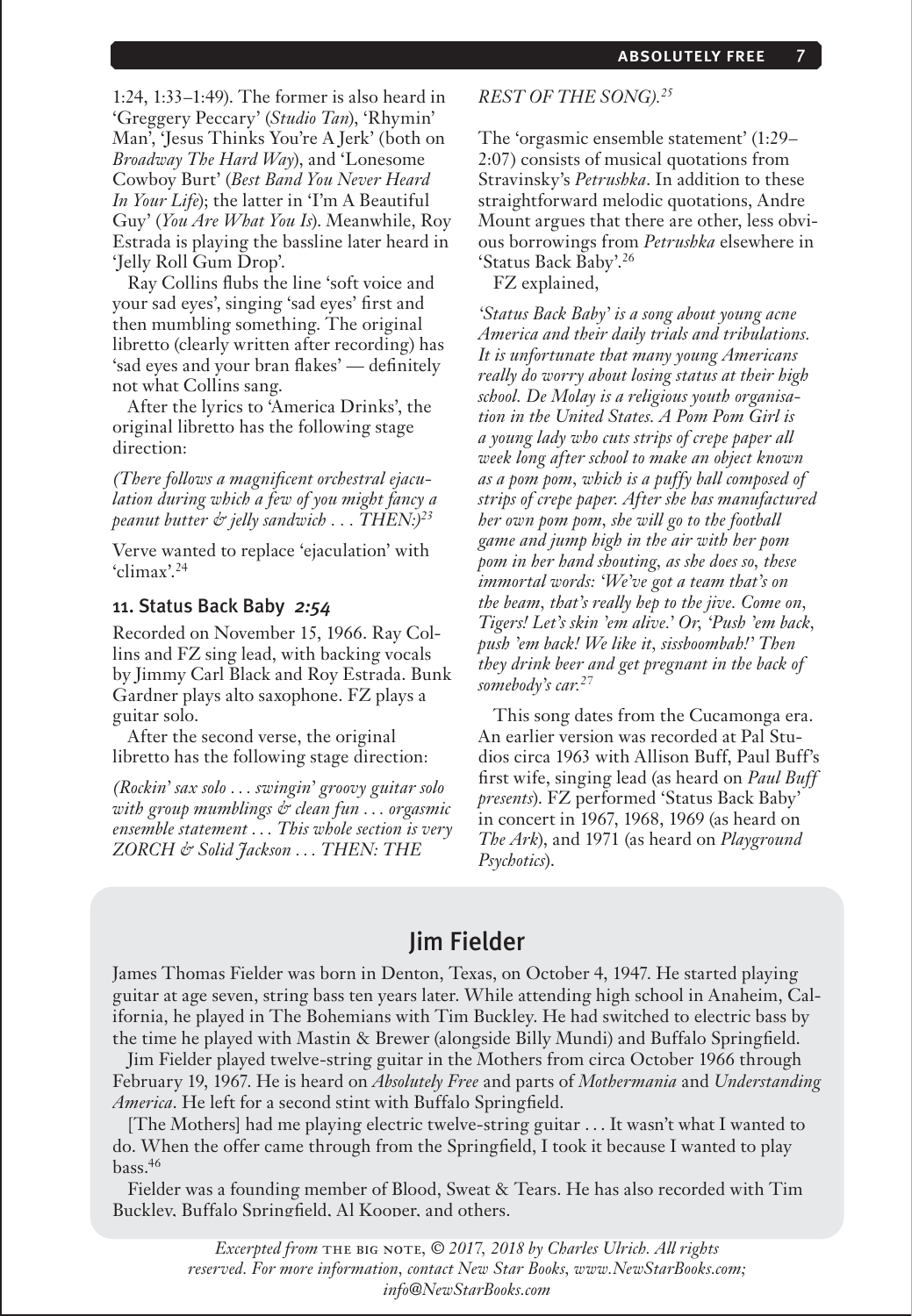1:24, 1:33–1:49). The former is also heard in 'Greggery Peccary' (*Studio Tan*), 'Rhymin' Man', 'Jesus Thinks You're A Jerk' (both on *Broadway The Hard Way*), and 'Lonesome Cowboy Burt' (*Best Band You Never Heard In Your Life*); the latter in 'I'm A Beautiful Guy' (*You Are What You Is*). Meanwhile, Roy Estrada is playing the bassline later heard in 'Jelly Roll Gum Drop'.

Ray Collins flubs the line 'soft voice and your sad eyes', singing 'sad eyes' first and then mumbling something. The original libretto (clearly written after recording) has 'sad eyes and your bran flakes' — definitely not what Collins sang.

After the lyrics to 'America Drinks', the original libretto has the following stage direction:

*(There follows a magnificent orchestral ejaculation during which a few of you might fancy a peanut butter & jelly sandwich . . . THEN:)*[23]

Verve wanted to replace 'ejaculation' with 'climax'.[24]

### 11. Status Back Baby *2:54*

Recorded on November 15, 1966. Ray Collins and FZ sing lead, with backing vocals by Jimmy Carl Black and Roy Estrada. Bunk Gardner plays alto saxophone. FZ plays a guitar solo.

After the second verse, the original libretto has the following stage direction:

*(Rockin' sax solo . . . swingin' groovy guitar solo with group mumblings & clean fun . . . orgasmic ensemble statement . . . This whole section is very ZORCH & Solid Jackson . . . THEN: THE REST OF THE SONG).*[25]

The 'orgasmic ensemble statement' (1:29–2:07) consists of musical quotations from Stravinsky's *Petrushka*. In addition to these straightforward melodic quotations, Andre Mount argues that there are other, less obvious borrowings from *Petrushka* elsewhere in 'Status Back Baby'.[26]

FZ explained,

*'Status Back Baby' is a song about young acne America and their daily trials and tribulations. It is unfortunate that many young Americans really do worry about losing status at their high school. De Molay is a religious youth organisation in the United States. A Pom Pom Girl is a young lady who cuts strips of crepe paper all week long after school to make an object known as a pom pom, which is a puffy ball composed of strips of crepe paper. After she has manufactured her own pom pom, she will go to the football game and jump high in the air with her pom pom in her hand shouting, as she does so, these immortal words: 'We've got a team that's on the beam, that's really hep to the jive. Come on, Tigers! Let's skin 'em alive.' Or, 'Push 'em back, push 'em back! We like it, sissboombah!' Then they drink beer and get pregnant in the back of somebody's car.*[27]

This song dates from the Cucamonga era. An earlier version was recorded at Pal Studios circa 1963 with Allison Buff, Paul Buff's first wife, singing lead (as heard on *Paul Buff presents*). FZ performed 'Status Back Baby' in concert in 1967, 1968, 1969 (as heard on *The Ark*), and 1971 (as heard on *Playground Psychotics*).

## Jim Fielder

James Thomas Fielder was born in Denton, Texas, on October 4, 1947. He started playing guitar at age seven, string bass ten years later. While attending high school in Anaheim, California, he played in The Bohemians with Tim Buckley. He had switched to electric bass by the time he played with Mastin & Brewer (alongside Billy Mundi) and Buffalo Springfield.

Jim Fielder played twelve-string guitar in the Mothers from circa October 1966 through February 19, 1967. He is heard on *Absolutely Free* and parts of *Mothermania* and *Understanding America*. He left for a second stint with Buffalo Springfield.

[The Mothers] had me playing electric twelve-string guitar . . . It wasn't what I wanted to do. When the offer came through from the Springfield, I took it because I wanted to play bass.[46]

Fielder was a founding member of Blood, Sweat & Tears. He has also recorded with Tim Buckley, Buffalo Springfield, Al Kooper, and others.

*Excerpted from* THE BIG NOTE, *© 2017, 2018 by Charles Ulrich. All rights reserved. For more information, contact New Star Books, www.NewStarBooks.com; info@NewStarBooks.com*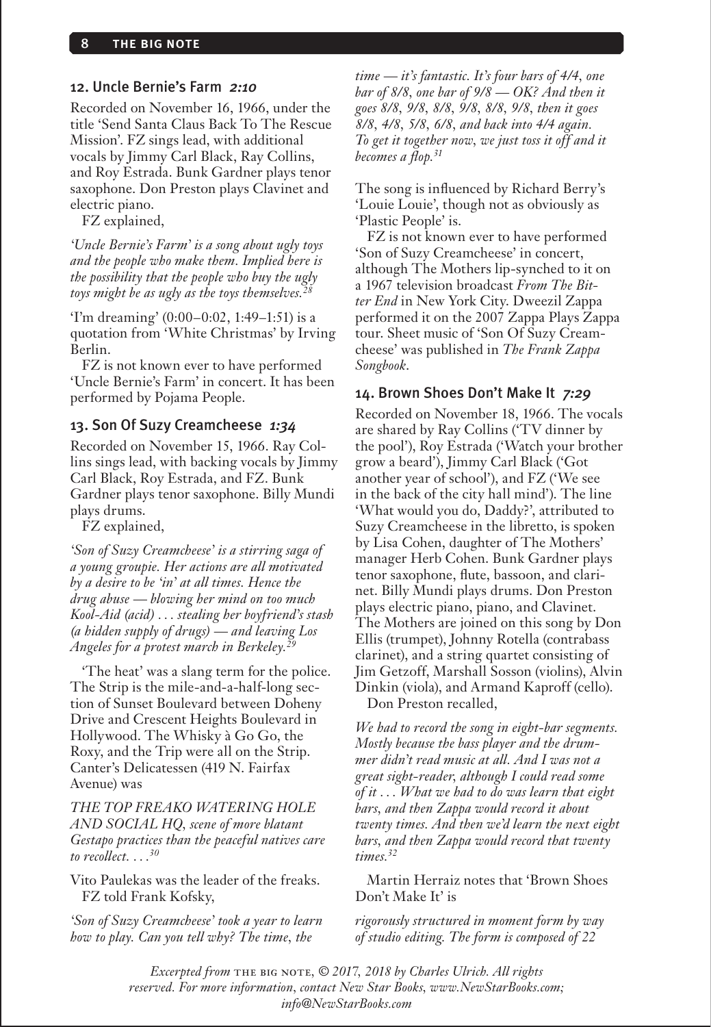### 12. Uncle Bernie's Farm *2:10*

Recorded on November 16, 1966, under the title 'Send Santa Claus Back To The Rescue Mission'. FZ sings lead, with additional vocals by Jimmy Carl Black, Ray Collins, and Roy Estrada. Bunk Gardner plays tenor saxophone. Don Preston plays Clavinet and electric piano.

FZ explained,

*'Uncle Bernie's Farm' is a song about ugly toys and the people who make them. Implied here is the possibility that the people who buy the ugly toys might be as ugly as the toys themselves.*[28]

'I'm dreaming' (0:00–0:02, 1:49–1:51) is a quotation from 'White Christmas' by Irving Berlin.

FZ is not known ever to have performed 'Uncle Bernie's Farm' in concert. It has been performed by Pojama People.

### 13. Son Of Suzy Creamcheese *1:34*

Recorded on November 15, 1966. Ray Collins sings lead, with backing vocals by Jimmy Carl Black, Roy Estrada, and FZ. Bunk Gardner plays tenor saxophone. Billy Mundi plays drums.

FZ explained,

*'Son of Suzy Creamcheese' is a stirring saga of a young groupie. Her actions are all motivated by a desire to be 'in' at all times. Hence the drug abuse — blowing her mind on too much Kool-Aid (acid) . . . stealing her boyfriend's stash (a hidden supply of drugs) — and leaving Los Angeles for a protest march in Berkeley.*[29]

'The heat' was a slang term for the police. The Strip is the mile-and-a-half-long section of Sunset Boulevard between Doheny Drive and Crescent Heights Boulevard in Hollywood. The Whisky à Go Go, the Roxy, and the Trip were all on the Strip. Canter's Delicatessen (419 N. Fairfax Avenue) was

*THE TOP FREAKO WATERING HOLE AND SOCIAL HQ, scene of more blatant Gestapo practices than the peaceful natives care to recollect. . . .*[30]

Vito Paulekas was the leader of the freaks.

FZ told Frank Kofsky,

*'Son of Suzy Creamcheese' took a year to learn how to play. Can you tell why? The time, the time — it's fantastic. It's four bars of 4/4, one bar of 8/8, one bar of 9/8 — OK? And then it goes 8/8, 9/8, 8/8, 9/8, 8/8, 9/8, then it goes 8/8, 4/8, 5/8, 6/8, and back into 4/4 again. To get it together now, we just toss it off and it becomes a flop.*[31]

The song is influenced by Richard Berry's 'Louie Louie', though not as obviously as 'Plastic People' is.

FZ is not known ever to have performed 'Son of Suzy Creamcheese' in concert, although The Mothers lip-synched to it on a 1967 television broadcast *From The Bitter End* in New York City. Dweezil Zappa performed it on the 2007 Zappa Plays Zappa tour. Sheet music of 'Son Of Suzy Creamcheese' was published in *The Frank Zappa Songbook*.

### 14. Brown Shoes Don't Make It *7:29*

Recorded on November 18, 1966. The vocals are shared by Ray Collins ('TV dinner by the pool'), Roy Estrada ('Watch your brother grow a beard'), Jimmy Carl Black ('Got another year of school'), and FZ ('We see in the back of the city hall mind'). The line 'What would you do, Daddy?', attributed to Suzy Creamcheese in the libretto, is spoken by Lisa Cohen, daughter of The Mothers' manager Herb Cohen. Bunk Gardner plays tenor saxophone, flute, bassoon, and clarinet. Billy Mundi plays drums. Don Preston plays electric piano, piano, and Clavinet. The Mothers are joined on this song by Don Ellis (trumpet), Johnny Rotella (contrabass clarinet), and a string quartet consisting of Jim Getzoff, Marshall Sosson (violins), Alvin Dinkin (viola), and Armand Kaproff (cello).

Don Preston recalled,

*We had to record the song in eight-bar segments. Mostly because the bass player and the drummer didn't read music at all. And I was not a great sight-reader, although I could read some of it . . . What we had to do was learn that eight bars, and then Zappa would record it about twenty times. And then we'd learn the next eight bars, and then Zappa would record that twenty times.*[32]

Martin Herraiz notes that 'Brown Shoes Don't Make It' is

*rigorously structured in moment form by way of studio editing. The form is composed of 22*

*Excerpted from* THE BIG NOTE*, © 2017, 2018 by Charles Ulrich. All rights reserved. For more information, contact New Star Books, www.NewStarBooks.com; info@NewStarBooks.com*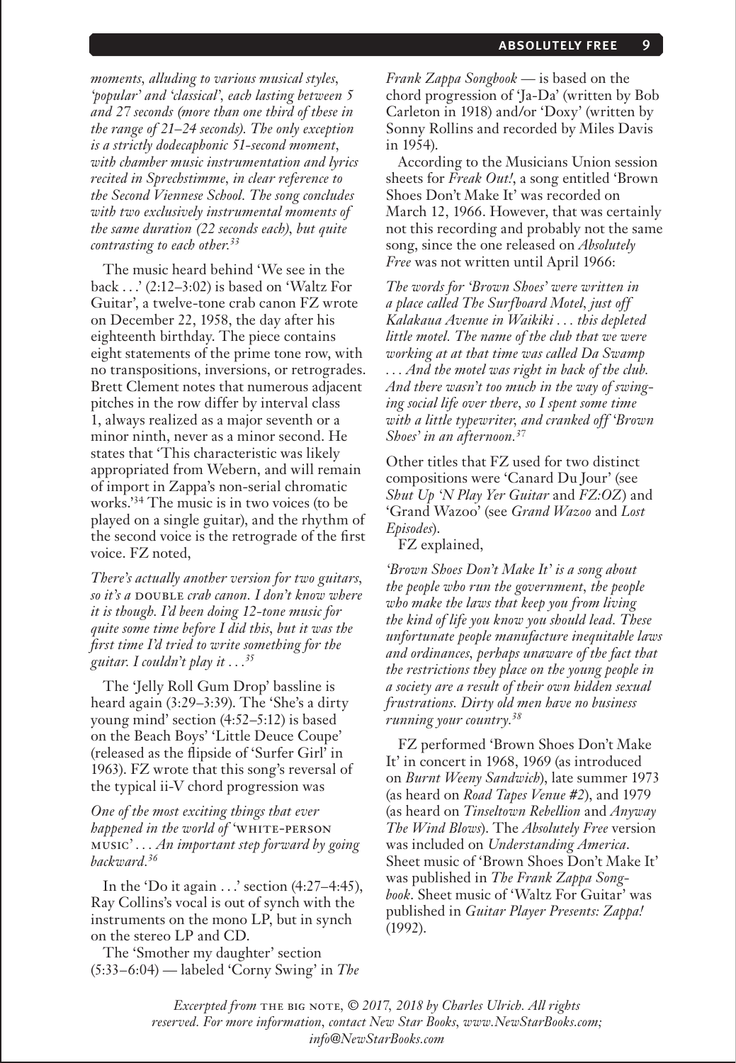*moments, alluding to various musical styles, 'popular' and 'classical', each lasting between 5 and 27 seconds (more than one third of these in the range of 21–24 seconds). The only exception is a strictly dodecaphonic 51-second moment, with chamber music instrumentation and lyrics recited in Sprechstimme, in clear reference to the Second Viennese School. The song concludes with two exclusively instrumental moments of the same duration (22 seconds each), but quite contrasting to each other.*[33]

The music heard behind 'We see in the back . . .' (2:12–3:02) is based on 'Waltz For Guitar', a twelve-tone crab canon FZ wrote on December 22, 1958, the day after his eighteenth birthday. The piece contains eight statements of the prime tone row, with no transpositions, inversions, or retrogrades. Brett Clement notes that numerous adjacent pitches in the row differ by interval class 1, always realized as a major seventh or a minor ninth, never as a minor second. He states that 'This characteristic was likely appropriated from Webern, and will remain of import in Zappa's non-serial chromatic works.'[34] The music is in two voices (to be played on a single guitar), and the rhythm of the second voice is the retrograde of the first voice. FZ noted,

*There's actually another version for two guitars, so it's a* DOUBLE *crab canon. I don't know where it is though. I'd been doing 12-tone music for quite some time before I did this, but it was the first time I'd tried to write something for the guitar. I couldn't play it . . .*[35]

The 'Jelly Roll Gum Drop' bassline is heard again (3:29–3:39). The 'She's a dirty young mind' section (4:52–5:12) is based on the Beach Boys' 'Little Deuce Coupe' (released as the flipside of 'Surfer Girl' in 1963). FZ wrote that this song's reversal of the typical ii-V chord progression was

*One of the most exciting things that ever happened in the world of* 'WHITE-PERSON MUSIC' *. . . An important step forward by going backward.*[36]

In the 'Do it again . . .' section (4:27–4:45), Ray Collins's vocal is out of synch with the instruments on the mono LP, but in synch on the stereo LP and CD.

The 'Smother my daughter' section (5:33–6:04) — labeled 'Corny Swing' in *The Frank Zappa Songbook* — is based on the chord progression of 'Ja-Da' (written by Bob Carleton in 1918) and/or 'Doxy' (written by Sonny Rollins and recorded by Miles Davis in 1954).

According to the Musicians Union session sheets for *Freak Out!*, a song entitled 'Brown Shoes Don't Make It' was recorded on March 12, 1966. However, that was certainly not this recording and probably not the same song, since the one released on *Absolutely Free* was not written until April 1966:

*The words for 'Brown Shoes' were written in a place called The Surfboard Motel, just off Kalakaua Avenue in Waikiki . . . this depleted little motel. The name of the club that we were working at at that time was called Da Swamp . . . And the motel was right in back of the club. And there wasn't too much in the way of swinging social life over there, so I spent some time with a little typewriter, and cranked off 'Brown Shoes' in an afternoon.*[37]

Other titles that FZ used for two distinct compositions were 'Canard Du Jour' (see *Shut Up 'N Play Yer Guitar* and *FZ:OZ*) and 'Grand Wazoo' (see *Grand Wazoo* and *Lost Episodes*).

FZ explained,

*'Brown Shoes Don't Make It' is a song about the people who run the government, the people who make the laws that keep you from living the kind of life you know you should lead. These unfortunate people manufacture inequitable laws and ordinances, perhaps unaware of the fact that the restrictions they place on the young people in a society are a result of their own hidden sexual frustrations. Dirty old men have no business running your country.*[38]

FZ performed 'Brown Shoes Don't Make It' in concert in 1968, 1969 (as introduced on *Burnt Weeny Sandwich*), late summer 1973 (as heard on *Road Tapes Venue #2*), and 1979 (as heard on *Tinseltown Rebellion* and *Anyway The Wind Blows*). The *Absolutely Free* version was included on *Understanding America*. Sheet music of 'Brown Shoes Don't Make It' was published in *The Frank Zappa Songbook*. Sheet music of 'Waltz For Guitar' was published in *Guitar Player Presents: Zappa!* (1992).

*Excerpted from* THE BIG NOTE, *© 2017, 2018 by Charles Ulrich. All rights reserved. For more information, contact New Star Books, www.NewStarBooks.com; info@NewStarBooks.com*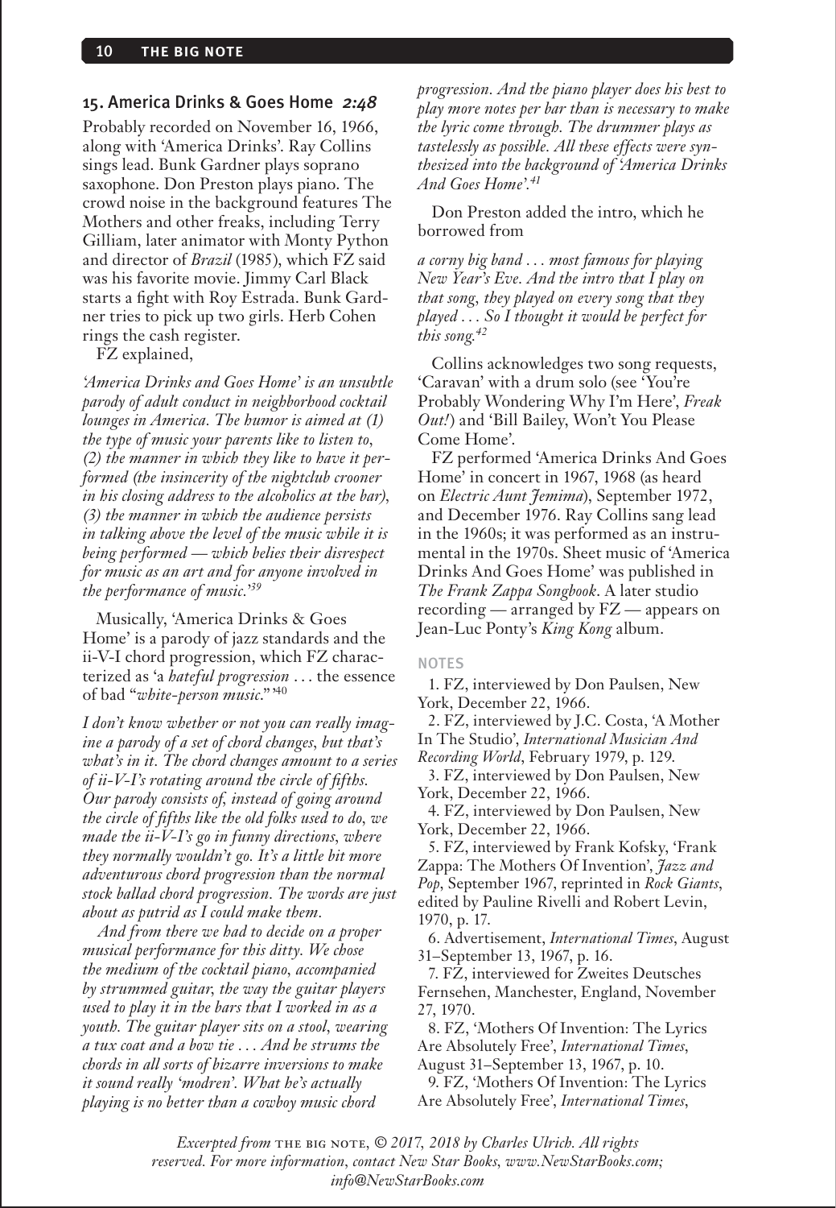### 15. America Drinks & Goes Home *2:48*

Probably recorded on November 16, 1966, along with 'America Drinks'. Ray Collins sings lead. Bunk Gardner plays soprano saxophone. Don Preston plays piano. The crowd noise in the background features The Mothers and other freaks, including Terry Gilliam, later animator with Monty Python and director of *Brazil* (1985), which FZ said was his favorite movie. Jimmy Carl Black starts a fight with Roy Estrada. Bunk Gardner tries to pick up two girls. Herb Cohen rings the cash register.

FZ explained,

*'America Drinks and Goes Home' is an unsubtle parody of adult conduct in neighborhood cocktail lounges in America. The humor is aimed at (1) the type of music your parents like to listen to, (2) the manner in which they like to have it performed (the insincerity of the nightclub crooner in his closing address to the alcoholics at the bar), (3) the manner in which the audience persists in talking above the level of the music while it is being performed — which belies their disrespect for music as an art and for anyone involved in the performance of music.'*[39]

Musically, 'America Drinks & Goes Home' is a parody of jazz standards and the ii-V-I chord progression, which FZ characterized as 'a *hateful progression* . . . the essence of bad "*white-person music*."'[40]

*I don't know whether or not you can really imagine a parody of a set of chord changes, but that's what's in it. The chord changes amount to a series of ii-V-I's rotating around the circle of fifths. Our parody consists of, instead of going around the circle of fifths like the old folks used to do, we made the ii-V-I's go in funny directions, where they normally wouldn't go. It's a little bit more adventurous chord progression than the normal stock ballad chord progression. The words are just about as putrid as I could make them.*

*And from there we had to decide on a proper musical performance for this ditty. We chose the medium of the cocktail piano, accompanied by strummed guitar, the way the guitar players used to play it in the bars that I worked in as a youth. The guitar player sits on a stool, wearing a tux coat and a bow tie . . . And he strums the chords in all sorts of bizarre inversions to make it sound really 'modren'. What he's actually playing is no better than a cowboy music chord progression. And the piano player does his best to play more notes per bar than is necessary to make the lyric come through. The drummer plays as tastelessly as possible. All these effects were synthesized into the background of 'America Drinks And Goes Home'.*[41]

Don Preston added the intro, which he borrowed from

*a corny big band . . . most famous for playing New Year's Eve. And the intro that I play on that song, they played on every song that they played . . . So I thought it would be perfect for this song.*[42]

Collins acknowledges two song requests, 'Caravan' with a drum solo (see 'You're Probably Wondering Why I'm Here', *Freak Out!*) and 'Bill Bailey, Won't You Please Come Home'.

FZ performed 'America Drinks And Goes Home' in concert in 1967, 1968 (as heard on *Electric Aunt Jemima*), September 1972, and December 1976. Ray Collins sang lead in the 1960s; it was performed as an instrumental in the 1970s. Sheet music of 'America Drinks And Goes Home' was published in *The Frank Zappa Songbook*. A later studio recording — arranged by FZ — appears on Jean-Luc Ponty's *King Kong* album.

#### NOTES

1. FZ, interviewed by Don Paulsen, New York, December 22, 1966.
2. FZ, interviewed by J.C. Costa, 'A Mother In The Studio', *International Musician And Recording World*, February 1979, p. 129.
3. FZ, interviewed by Don Paulsen, New York, December 22, 1966.
4. FZ, interviewed by Don Paulsen, New York, December 22, 1966.
5. FZ, interviewed by Frank Kofsky, 'Frank Zappa: The Mothers Of Invention', *Jazz and Pop*, September 1967, reprinted in *Rock Giants*, edited by Pauline Rivelli and Robert Levin, 1970, p. 17.
6. Advertisement, *International Times*, August 31–September 13, 1967, p. 16.
7. FZ, interviewed for Zweites Deutsches Fernsehen, Manchester, England, November 27, 1970.
8. FZ, 'Mothers Of Invention: The Lyrics Are Absolutely Free', *International Times*, August 31–September 13, 1967, p. 10.
9. FZ, 'Mothers Of Invention: The Lyrics Are Absolutely Free', *International Times*,

*Excerpted from* THE BIG NOTE, *© 2017, 2018 by Charles Ulrich. All rights reserved. For more information, contact New Star Books, www.NewStarBooks.com; info@NewStarBooks.com*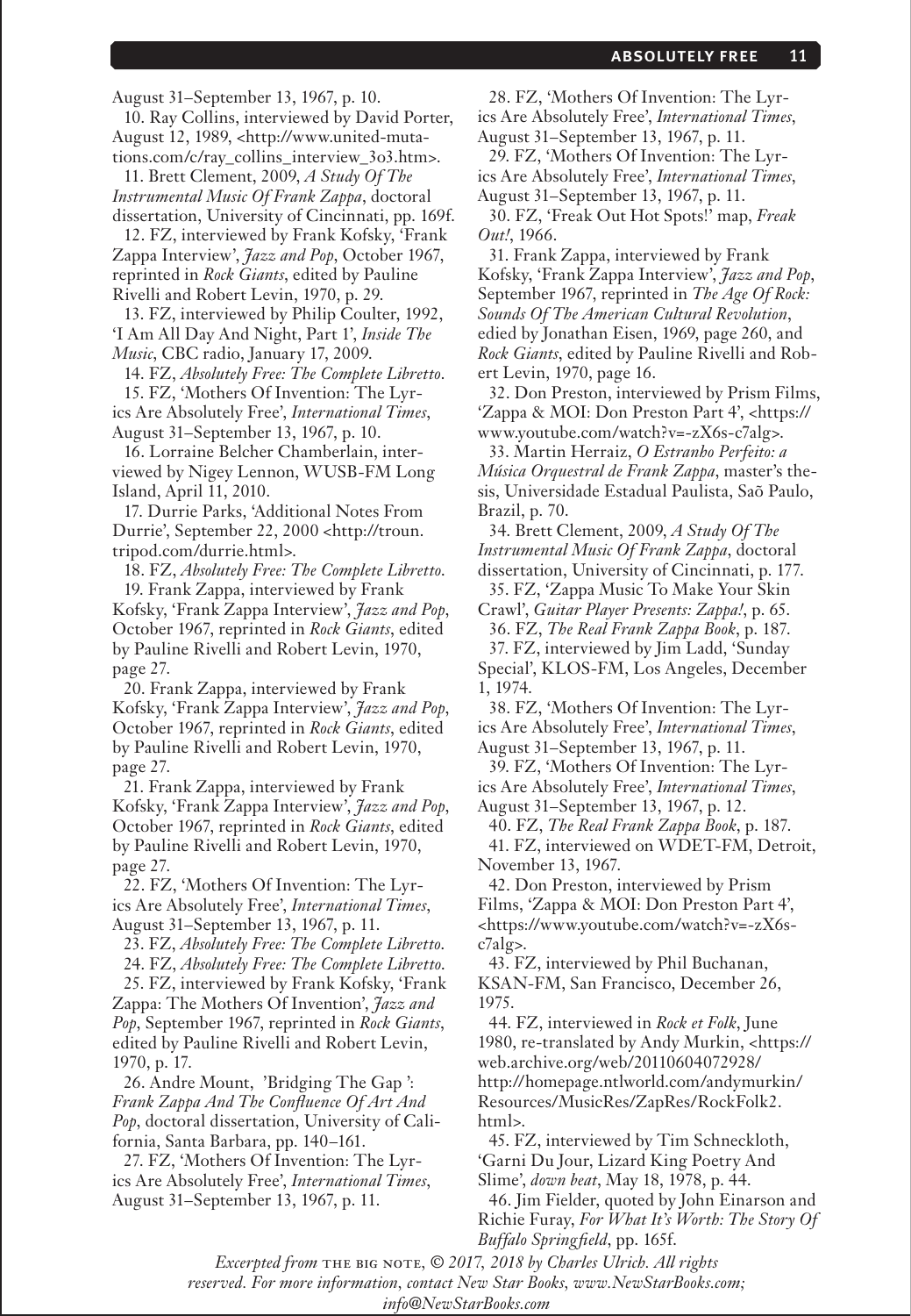August 31–September 13, 1967, p. 10.

10. Ray Collins, interviewed by David Porter, August 12, 1989, <http://www.united-mutations.com/c/ray_collins_interview_3o3.htm>.

11. Brett Clement, 2009, *A Study Of The Instrumental Music Of Frank Zappa*, doctoral dissertation, University of Cincinnati, pp. 169f.

12. FZ, interviewed by Frank Kofsky, 'Frank Zappa Interview', *Jazz and Pop*, October 1967, reprinted in *Rock Giants*, edited by Pauline Rivelli and Robert Levin, 1970, p. 29.

13. FZ, interviewed by Philip Coulter, 1992, 'I Am All Day And Night, Part 1', *Inside The Music*, CBC radio, January 17, 2009.

14. FZ, *Absolutely Free: The Complete Libretto*.

15. FZ, 'Mothers Of Invention: The Lyrics Are Absolutely Free', *International Times*, August 31–September 13, 1967, p. 10.

16. Lorraine Belcher Chamberlain, interviewed by Nigey Lennon, WUSB-FM Long Island, April 11, 2010.

17. Durrie Parks, 'Additional Notes From Durrie', September 22, 2000 <http://troun.tripod.com/durrie.html>.

18. FZ, *Absolutely Free: The Complete Libretto*.

19. Frank Zappa, interviewed by Frank Kofsky, 'Frank Zappa Interview', *Jazz and Pop*, October 1967, reprinted in *Rock Giants*, edited by Pauline Rivelli and Robert Levin, 1970, page 27.

20. Frank Zappa, interviewed by Frank Kofsky, 'Frank Zappa Interview', *Jazz and Pop*, October 1967, reprinted in *Rock Giants*, edited by Pauline Rivelli and Robert Levin, 1970, page 27.

21. Frank Zappa, interviewed by Frank Kofsky, 'Frank Zappa Interview', *Jazz and Pop*, October 1967, reprinted in *Rock Giants*, edited by Pauline Rivelli and Robert Levin, 1970, page 27.

22. FZ, 'Mothers Of Invention: The Lyrics Are Absolutely Free', *International Times*, August 31–September 13, 1967, p. 11.

23. FZ, *Absolutely Free: The Complete Libretto*.

24. FZ, *Absolutely Free: The Complete Libretto*.

25. FZ, interviewed by Frank Kofsky, 'Frank Zappa: The Mothers Of Invention', *Jazz and Pop*, September 1967, reprinted in *Rock Giants*, edited by Pauline Rivelli and Robert Levin, 1970, p. 17.

26. Andre Mount, 'Bridging The Gap ': *Frank Zappa And The Confluence Of Art And Pop*, doctoral dissertation, University of California, Santa Barbara, pp. 140–161.

27. FZ, 'Mothers Of Invention: The Lyrics Are Absolutely Free', *International Times*, August 31–September 13, 1967, p. 11.

28. FZ, 'Mothers Of Invention: The Lyrics Are Absolutely Free', *International Times*, August 31–September 13, 1967, p. 11.

29. FZ, 'Mothers Of Invention: The Lyrics Are Absolutely Free', *International Times*, August 31–September 13, 1967, p. 11.

30. FZ, 'Freak Out Hot Spots!' map, *Freak Out!*, 1966.

31. Frank Zappa, interviewed by Frank Kofsky, 'Frank Zappa Interview', *Jazz and Pop*, September 1967, reprinted in *The Age Of Rock: Sounds Of The American Cultural Revolution*, edied by Jonathan Eisen, 1969, page 260, and *Rock Giants*, edited by Pauline Rivelli and Robert Levin, 1970, page 16.

32. Don Preston, interviewed by Prism Films, 'Zappa & MOI: Don Preston Part 4', <https://www.youtube.com/watch?v=-zX6s-c7alg>.

33. Martin Herraiz, *O Estranho Perfeito: a Música Orquestral de Frank Zappa*, master's thesis, Universidade Estadual Paulista, Saõ Paulo, Brazil, p. 70.

34. Brett Clement, 2009, *A Study Of The Instrumental Music Of Frank Zappa*, doctoral dissertation, University of Cincinnati, p. 177.

35. FZ, 'Zappa Music To Make Your Skin Crawl', *Guitar Player Presents: Zappa!*, p. 65.

36. FZ, *The Real Frank Zappa Book*, p. 187.

37. FZ, interviewed by Jim Ladd, 'Sunday Special', KLOS-FM, Los Angeles, December 1, 1974.

38. FZ, 'Mothers Of Invention: The Lyrics Are Absolutely Free', *International Times*, August 31–September 13, 1967, p. 11.

39. FZ, 'Mothers Of Invention: The Lyrics Are Absolutely Free', *International Times*, August 31–September 13, 1967, p. 12.

40. FZ, *The Real Frank Zappa Book*, p. 187.

41. FZ, interviewed on WDET-FM, Detroit, November 13, 1967.

42. Don Preston, interviewed by Prism Films, 'Zappa & MOI: Don Preston Part 4', <https://www.youtube.com/watch?v=-zX6s-c7alg>.

43. FZ, interviewed by Phil Buchanan, KSAN-FM, San Francisco, December 26, 1975.

44. FZ, interviewed in *Rock et Folk*, June 1980, re-translated by Andy Murkin, <https://web.archive.org/web/20110604072928/http://homepage.ntlworld.com/andymurkin/Resources/MusicRes/ZapRes/RockFolk2.html>.

45. FZ, interviewed by Tim Schneckloth, 'Garni Du Jour, Lizard King Poetry And Slime', *down beat*, May 18, 1978, p. 44.

46. Jim Fielder, quoted by John Einarson and Richie Furay, *For What It's Worth: The Story Of Buffalo Springfield*, pp. 165f.

*Excerpted from* THE BIG NOTE, *© 2017, 2018 by Charles Ulrich. All rights reserved. For more information, contact New Star Books, www.NewStarBooks.com; info@NewStarBooks.com*